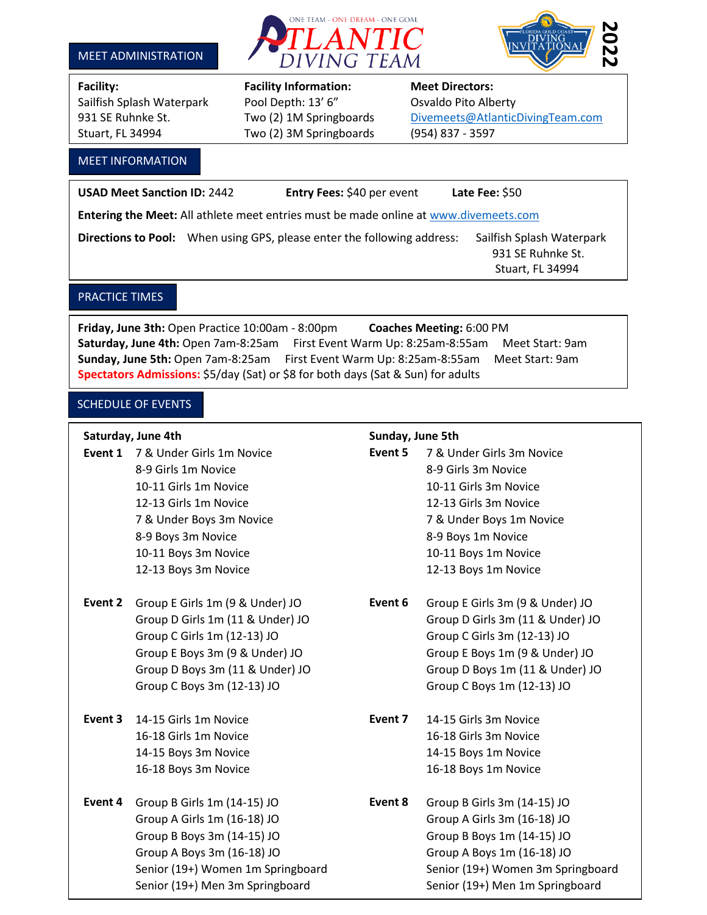ONE TEAM - ONE DREAM - ONE GOAL

# ATLANTIC DIVING TEAM

FLORIDA GOLD COAST DIVING INVITATIONAL **2022**

## MEET ADMINISTRATION

| **Facility:** | **Facility Information:** | **Meet Directors:** |
|---|---|---|
| Sailfish Splash Waterpark | Pool Depth: 13' 6" | Osvaldo Pito Alberty |
| 931 SE Ruhnke St. | Two (2) 1M Springboards | Divemeets@AtlanticDivingTeam.com |
| Stuart, FL 34994 | Two (2) 3M Springboards | (954) 837 - 3597 |

## MEET INFORMATION

**USAD Meet Sanction ID:** 2442 **Entry Fees:** $40 per event **Late Fee:** $50

**Entering the Meet:** All athlete meet entries must be made online at www.divemeets.com

**Directions to Pool:** When using GPS, please enter the following address: Sailfish Splash Waterpark 931 SE Ruhnke St. Stuart, FL 34994

## PRACTICE TIMES

**Friday, June 3th:** Open Practice 10:00am - 8:00pm **Coaches Meeting:** 6:00 PM
**Saturday, June 4th:** Open 7am-8:25am First Event Warm Up: 8:25am-8:55am Meet Start: 9am
**Sunday, June 5th:** Open 7am-8:25am First Event Warm Up: 8:25am-8:55am Meet Start: 9am
**Spectators Admissions:** $5/day (Sat) or $8 for both days (Sat & Sun) for adults

## SCHEDULE OF EVENTS

### Saturday, June 4th

**Event 1**
- 7 & Under Girls 1m Novice
- 8-9 Girls 1m Novice
- 10-11 Girls 1m Novice
- 12-13 Girls 1m Novice
- 7 & Under Boys 3m Novice
- 8-9 Boys 3m Novice
- 10-11 Boys 3m Novice
- 12-13 Boys 3m Novice

**Event 2**
- Group E Girls 1m (9 & Under) JO
- Group D Girls 1m (11 & Under) JO
- Group C Girls 1m (12-13) JO
- Group E Boys 3m (9 & Under) JO
- Group D Boys 3m (11 & Under) JO
- Group C Boys 3m (12-13) JO

**Event 3**
- 14-15 Girls 1m Novice
- 16-18 Girls 1m Novice
- 14-15 Boys 3m Novice
- 16-18 Boys 3m Novice

**Event 4**
- Group B Girls 1m (14-15) JO
- Group A Girls 1m (16-18) JO
- Group B Boys 3m (14-15) JO
- Group A Boys 3m (16-18) JO
- Senior (19+) Women 1m Springboard
- Senior (19+) Men 3m Springboard

### Sunday, June 5th

**Event 5**
- 7 & Under Girls 3m Novice
- 8-9 Girls 3m Novice
- 10-11 Girls 3m Novice
- 12-13 Girls 3m Novice
- 7 & Under Boys 1m Novice
- 8-9 Boys 1m Novice
- 10-11 Boys 1m Novice
- 12-13 Boys 1m Novice

**Event 6**
- Group E Girls 3m (9 & Under) JO
- Group D Girls 3m (11 & Under) JO
- Group C Girls 3m (12-13) JO
- Group E Boys 1m (9 & Under) JO
- Group D Boys 1m (11 & Under) JO
- Group C Boys 1m (12-13) JO

**Event 7**
- 14-15 Girls 3m Novice
- 16-18 Girls 3m Novice
- 14-15 Boys 1m Novice
- 16-18 Boys 1m Novice

**Event 8**
- Group B Girls 3m (14-15) JO
- Group A Girls 3m (16-18) JO
- Group B Boys 1m (14-15) JO
- Group A Boys 1m (16-18) JO
- Senior (19+) Women 3m Springboard
- Senior (19+) Men 1m Springboard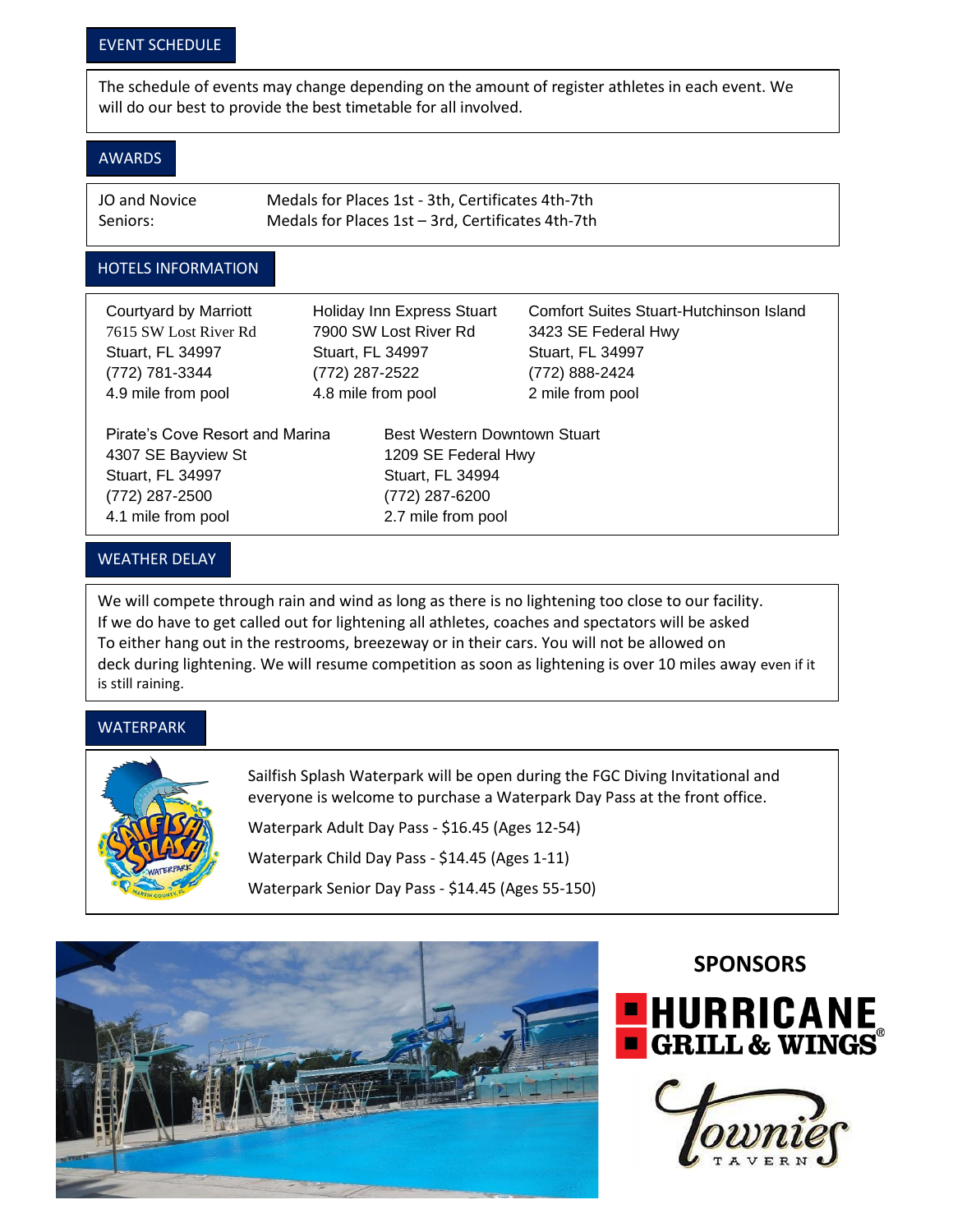## EVENT SCHEDULE

The schedule of events may change depending on the amount of register athletes in each event. We will do our best to provide the best timetable for all involved.

## AWARDS

| | |
|---|---|
| JO and Novice | Medals for Places 1st - 3th, Certificates 4th-7th |
| Seniors: | Medals for Places 1st – 3rd, Certificates 4th-7th |

## HOTELS INFORMATION

Courtyard by Marriott
7615 SW Lost River Rd
Stuart, FL 34997
(772) 781-3344
4.9 mile from pool

Holiday Inn Express Stuart
7900 SW Lost River Rd
Stuart, FL 34997
(772) 287-2522
4.8 mile from pool

Comfort Suites Stuart-Hutchinson Island
3423 SE Federal Hwy
Stuart, FL 34997
(772) 888-2424
2 mile from pool

Pirate's Cove Resort and Marina
4307 SE Bayview St
Stuart, FL 34997
(772) 287-2500
4.1 mile from pool

Best Western Downtown Stuart
1209 SE Federal Hwy
Stuart, FL 34994
(772) 287-6200
2.7 mile from pool

## WEATHER DELAY

We will compete through rain and wind as long as there is no lightening too close to our facility. If we do have to get called out for lightening all athletes, coaches and spectators will be asked To either hang out in the restrooms, breezeway or in their cars. You will not be allowed on deck during lightening. We will resume competition as soon as lightening is over 10 miles away even if it is still raining.

## WATERPARK

Sailfish Splash Waterpark will be open during the FGC Diving Invitational and everyone is welcome to purchase a Waterpark Day Pass at the front office.

Waterpark Adult Day Pass - $16.45 (Ages 12-54)

Waterpark Child Day Pass - $14.45 (Ages 1-11)

Waterpark Senior Day Pass - $14.45 (Ages 55-150)

## SPONSORS

HURRICANE GRILL & WINGS

Townies TAVERN